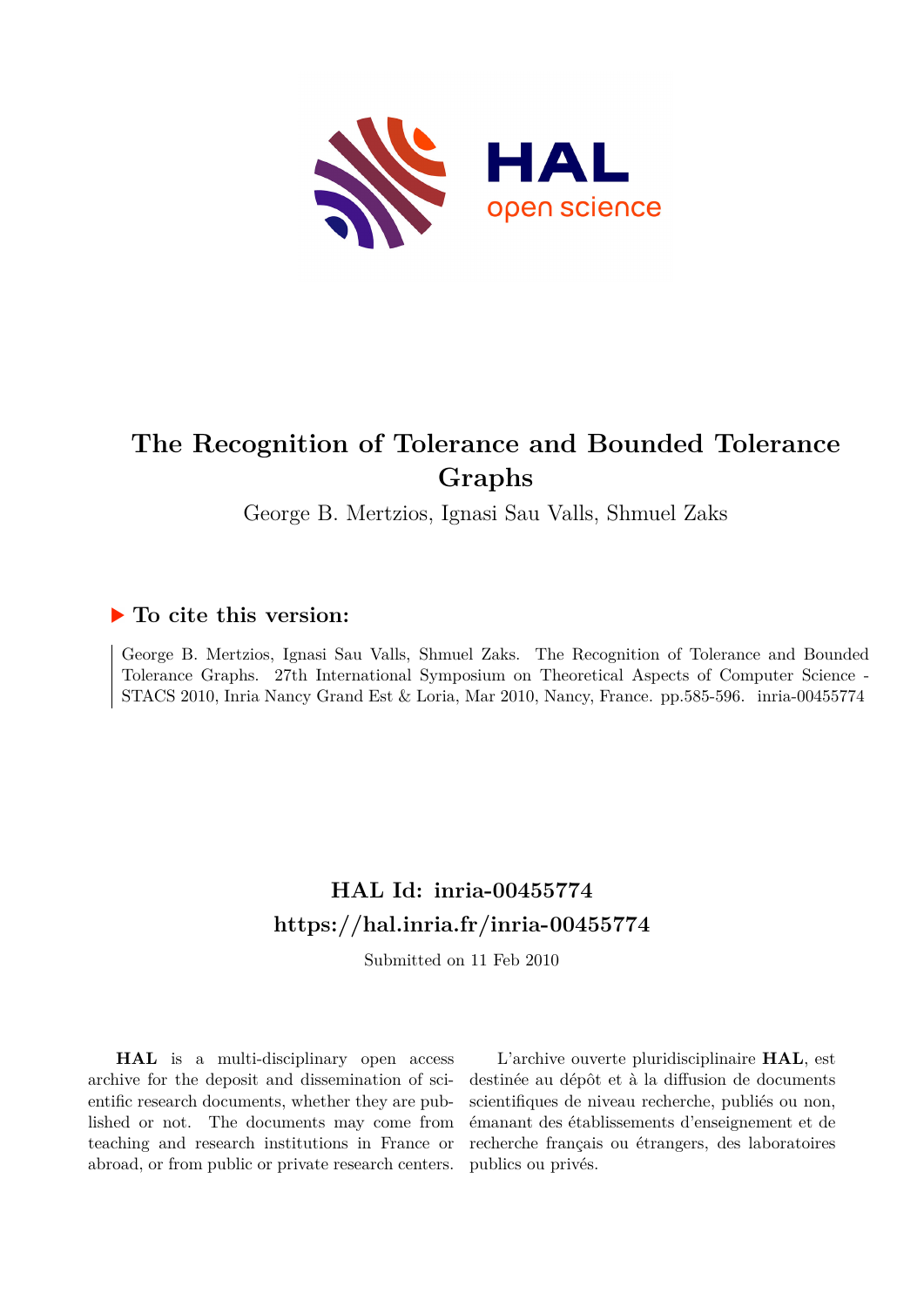# The Recognition of Tolerance and Bounded Tolerance Graphs

George B. Mertzios, Ignasi Sau Valls, Shmuel Zaks

## ▶ To cite this version:

George B. Mertzios, Ignasi Sau Valls, Shmuel Zaks. The Recognition of Tolerance and Bounded Tolerance Graphs. 27th International Symposium on Theoretical Aspects of Computer Science - STACS 2010, Inria Nancy Grand Est & Loria, Mar 2010, Nancy, France. pp.585-596. inria-00455774

## HAL Id: inria-00455774

## https://hal.inria.fr/inria-00455774

Submitted on 11 Feb 2010

**HAL** is a multi-disciplinary open access archive for the deposit and dissemination of scientific research documents, whether they are published or not. The documents may come from teaching and research institutions in France or abroad, or from public or private research centers.

L'archive ouverte pluridisciplinaire **HAL**, est destinée au dépôt et à la diffusion de documents scientifiques de niveau recherche, publiés ou non, émanant des établissements d'enseignement et de recherche français ou étrangers, des laboratoires publics ou privés.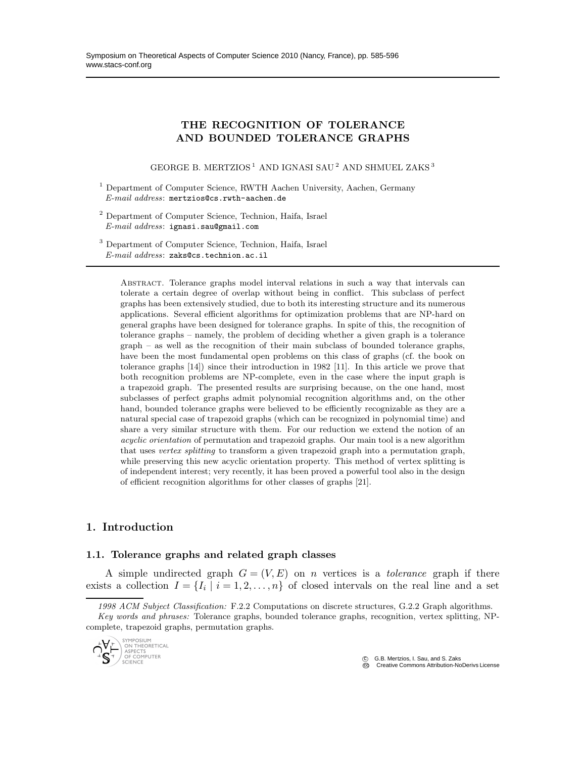# THE RECOGNITION OF TOLERANCE AND BOUNDED TOLERANCE GRAPHS

GEORGE B. MERTZIOS [1] AND IGNASI SAU [2] AND SHMUEL ZAKS [3]

[1] Department of Computer Science, RWTH Aachen University, Aachen, Germany
*E-mail address*: mertzios@cs.rwth-aachen.de

[2] Department of Computer Science, Technion, Haifa, Israel
*E-mail address*: ignasi.sau@gmail.com

[3] Department of Computer Science, Technion, Haifa, Israel
*E-mail address*: zaks@cs.technion.ac.il

Abstract. Tolerance graphs model interval relations in such a way that intervals can tolerate a certain degree of overlap without being in conflict. This subclass of perfect graphs has been extensively studied, due to both its interesting structure and its numerous applications. Several efficient algorithms for optimization problems that are NP-hard on general graphs have been designed for tolerance graphs. In spite of this, the recognition of tolerance graphs – namely, the problem of deciding whether a given graph is a tolerance graph – as well as the recognition of their main subclass of bounded tolerance graphs, have been the most fundamental open problems on this class of graphs (cf. the book on tolerance graphs [14]) since their introduction in 1982 [11]. In this article we prove that both recognition problems are NP-complete, even in the case where the input graph is a trapezoid graph. The presented results are surprising because, on the one hand, most subclasses of perfect graphs admit polynomial recognition algorithms and, on the other hand, bounded tolerance graphs were believed to be efficiently recognizable as they are a natural special case of trapezoid graphs (which can be recognized in polynomial time) and share a very similar structure with them. For our reduction we extend the notion of an *acyclic orientation* of permutation and trapezoid graphs. Our main tool is a new algorithm that uses *vertex splitting* to transform a given trapezoid graph into a permutation graph, while preserving this new acyclic orientation property. This method of vertex splitting is of independent interest; very recently, it has been proved a powerful tool also in the design of efficient recognition algorithms for other classes of graphs [21].

## 1. Introduction

### 1.1. Tolerance graphs and related graph classes

A simple undirected graph $G = (V, E)$ on $n$ vertices is a *tolerance* graph if there exists a collection $I = \{I_i \mid i = 1, 2, \ldots, n\}$ of closed intervals on the real line and a set

*1998 ACM Subject Classification:* F.2.2 Computations on discrete structures, G.2.2 Graph algorithms.

*Key words and phrases:* Tolerance graphs, bounded tolerance graphs, recognition, vertex splitting, NP-complete, trapezoid graphs, permutation graphs.

© G.B. Mertzios, I. Sau, and S. Zaks
Creative Commons Attribution-NoDerivs License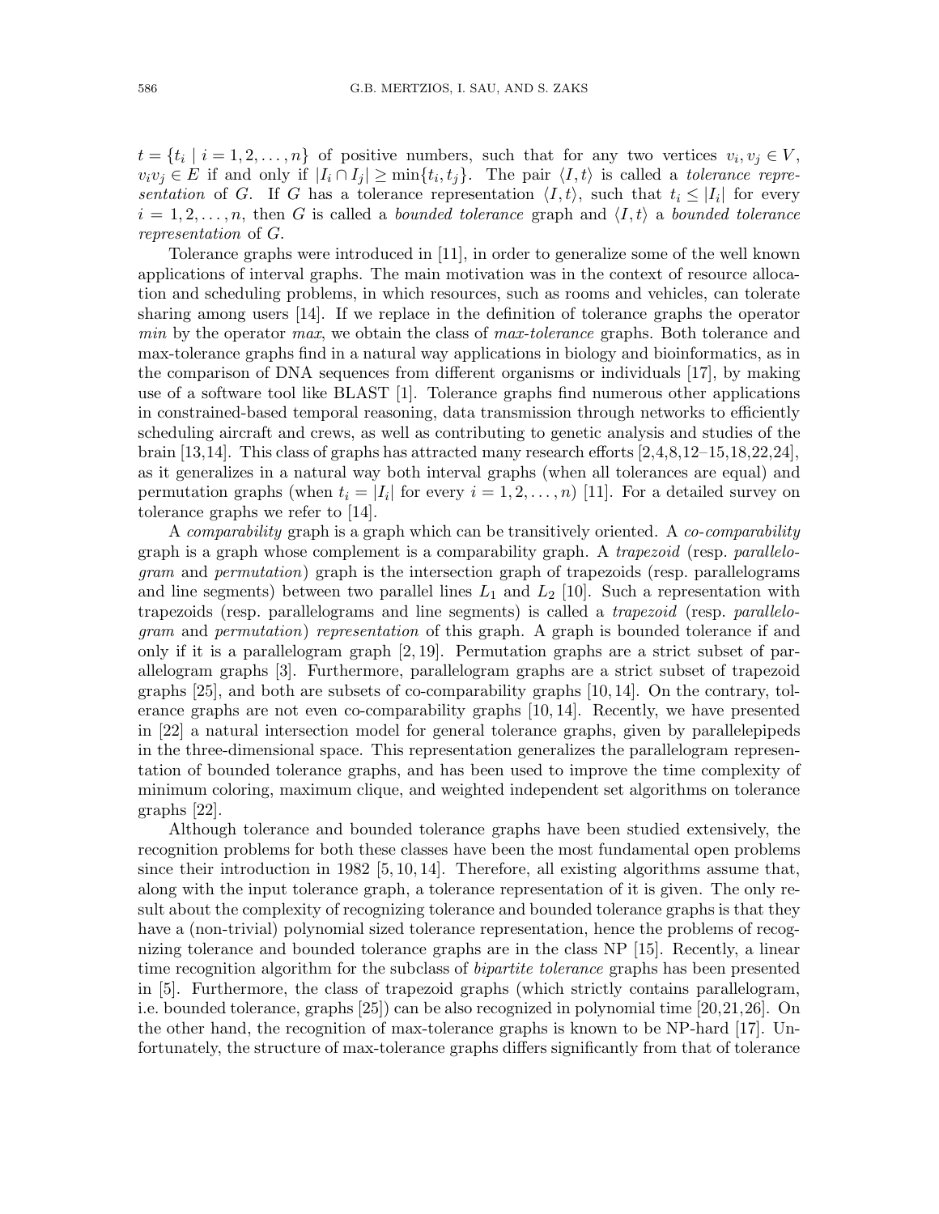$t = \{t_i \mid i = 1, 2, \ldots, n\}$ of positive numbers, such that for any two vertices $v_i, v_j \in V$, $v_i v_j \in E$ if and only if $|I_i \cap I_j| \geq \min\{t_i, t_j\}$. The pair $\langle I, t \rangle$ is called a *tolerance representation* of $G$. If $G$ has a tolerance representation $\langle I, t \rangle$, such that $t_i \leq |I_i|$ for every $i = 1, 2, \ldots, n$, then $G$ is called a *bounded tolerance* graph and $\langle I, t \rangle$ a *bounded tolerance representation* of $G$.

Tolerance graphs were introduced in [11], in order to generalize some of the well known applications of interval graphs. The main motivation was in the context of resource allocation and scheduling problems, in which resources, such as rooms and vehicles, can tolerate sharing among users [14]. If we replace in the definition of tolerance graphs the operator *min* by the operator *max*, we obtain the class of *max-tolerance* graphs. Both tolerance and max-tolerance graphs find in a natural way applications in biology and bioinformatics, as in the comparison of DNA sequences from different organisms or individuals [17], by making use of a software tool like BLAST [1]. Tolerance graphs find numerous other applications in constrained-based temporal reasoning, data transmission through networks to efficiently scheduling aircraft and crews, as well as contributing to genetic analysis and studies of the brain [13,14]. This class of graphs has attracted many research efforts [2,4,8,12–15,18,22,24], as it generalizes in a natural way both interval graphs (when all tolerances are equal) and permutation graphs (when $t_i = |I_i|$ for every $i = 1, 2, \ldots, n$) [11]. For a detailed survey on tolerance graphs we refer to [14].

A *comparability* graph is a graph which can be transitively oriented. A *co-comparability* graph is a graph whose complement is a comparability graph. A *trapezoid* (resp. *parallelogram* and *permutation*) graph is the intersection graph of trapezoids (resp. parallelograms and line segments) between two parallel lines $L_1$ and $L_2$ [10]. Such a representation with trapezoids (resp. parallelograms and line segments) is called a *trapezoid* (resp. *parallelogram* and *permutation*) *representation* of this graph. A graph is bounded tolerance if and only if it is a parallelogram graph [2, 19]. Permutation graphs are a strict subset of parallelogram graphs [3]. Furthermore, parallelogram graphs are a strict subset of trapezoid graphs [25], and both are subsets of co-comparability graphs [10, 14]. On the contrary, tolerance graphs are not even co-comparability graphs [10, 14]. Recently, we have presented in [22] a natural intersection model for general tolerance graphs, given by parallelepipeds in the three-dimensional space. This representation generalizes the parallelogram representation of bounded tolerance graphs, and has been used to improve the time complexity of minimum coloring, maximum clique, and weighted independent set algorithms on tolerance graphs [22].

Although tolerance and bounded tolerance graphs have been studied extensively, the recognition problems for both these classes have been the most fundamental open problems since their introduction in 1982 [5, 10, 14]. Therefore, all existing algorithms assume that, along with the input tolerance graph, a tolerance representation of it is given. The only result about the complexity of recognizing tolerance and bounded tolerance graphs is that they have a (non-trivial) polynomial sized tolerance representation, hence the problems of recognizing tolerance and bounded tolerance graphs are in the class NP [15]. Recently, a linear time recognition algorithm for the subclass of *bipartite tolerance* graphs has been presented in [5]. Furthermore, the class of trapezoid graphs (which strictly contains parallelogram, i.e. bounded tolerance, graphs [25]) can be also recognized in polynomial time [20,21,26]. On the other hand, the recognition of max-tolerance graphs is known to be NP-hard [17]. Unfortunately, the structure of max-tolerance graphs differs significantly from that of tolerance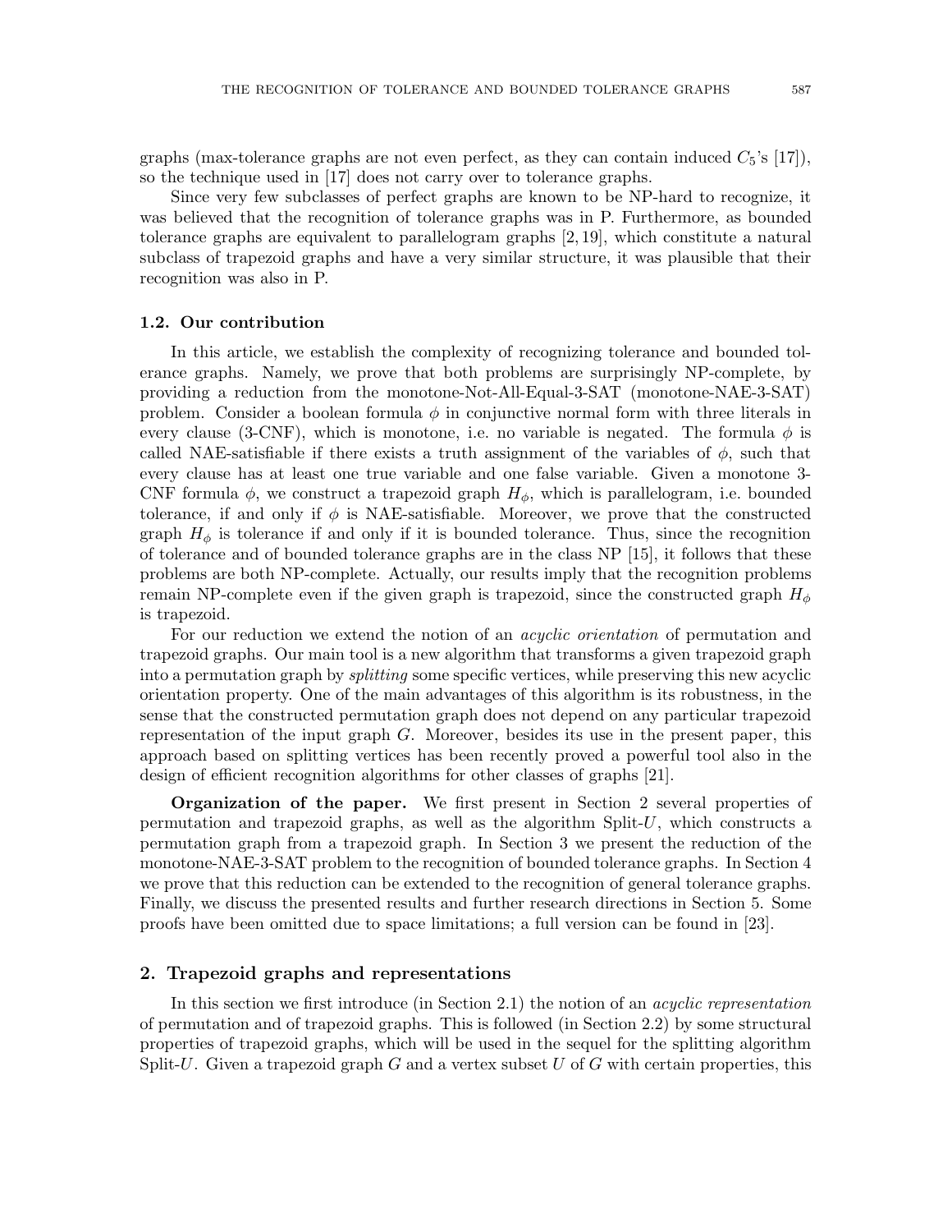graphs (max-tolerance graphs are not even perfect, as they can contain induced $C_5$'s [17]), so the technique used in [17] does not carry over to tolerance graphs.

Since very few subclasses of perfect graphs are known to be NP-hard to recognize, it was believed that the recognition of tolerance graphs was in P. Furthermore, as bounded tolerance graphs are equivalent to parallelogram graphs [2, 19], which constitute a natural subclass of trapezoid graphs and have a very similar structure, it was plausible that their recognition was also in P.

### 1.2. Our contribution

In this article, we establish the complexity of recognizing tolerance and bounded tolerance graphs. Namely, we prove that both problems are surprisingly NP-complete, by providing a reduction from the monotone-Not-All-Equal-3-SAT (monotone-NAE-3-SAT) problem. Consider a boolean formula $\phi$ in conjunctive normal form with three literals in every clause (3-CNF), which is monotone, i.e. no variable is negated. The formula $\phi$ is called NAE-satisfiable if there exists a truth assignment of the variables of $\phi$, such that every clause has at least one true variable and one false variable. Given a monotone 3-CNF formula $\phi$, we construct a trapezoid graph $H_\phi$, which is parallelogram, i.e. bounded tolerance, if and only if $\phi$ is NAE-satisfiable. Moreover, we prove that the constructed graph $H_\phi$ is tolerance if and only if it is bounded tolerance. Thus, since the recognition of tolerance and of bounded tolerance graphs are in the class NP [15], it follows that these problems are both NP-complete. Actually, our results imply that the recognition problems remain NP-complete even if the given graph is trapezoid, since the constructed graph $H_\phi$ is trapezoid.

For our reduction we extend the notion of an *acyclic orientation* of permutation and trapezoid graphs. Our main tool is a new algorithm that transforms a given trapezoid graph into a permutation graph by *splitting* some specific vertices, while preserving this new acyclic orientation property. One of the main advantages of this algorithm is its robustness, in the sense that the constructed permutation graph does not depend on any particular trapezoid representation of the input graph $G$. Moreover, besides its use in the present paper, this approach based on splitting vertices has been recently proved a powerful tool also in the design of efficient recognition algorithms for other classes of graphs [21].

**Organization of the paper.** We first present in Section 2 several properties of permutation and trapezoid graphs, as well as the algorithm Split-$U$, which constructs a permutation graph from a trapezoid graph. In Section 3 we present the reduction of the monotone-NAE-3-SAT problem to the recognition of bounded tolerance graphs. In Section 4 we prove that this reduction can be extended to the recognition of general tolerance graphs. Finally, we discuss the presented results and further research directions in Section 5. Some proofs have been omitted due to space limitations; a full version can be found in [23].

## 2. Trapezoid graphs and representations

In this section we first introduce (in Section 2.1) the notion of an *acyclic representation* of permutation and of trapezoid graphs. This is followed (in Section 2.2) by some structural properties of trapezoid graphs, which will be used in the sequel for the splitting algorithm Split-$U$. Given a trapezoid graph $G$ and a vertex subset $U$ of $G$ with certain properties, this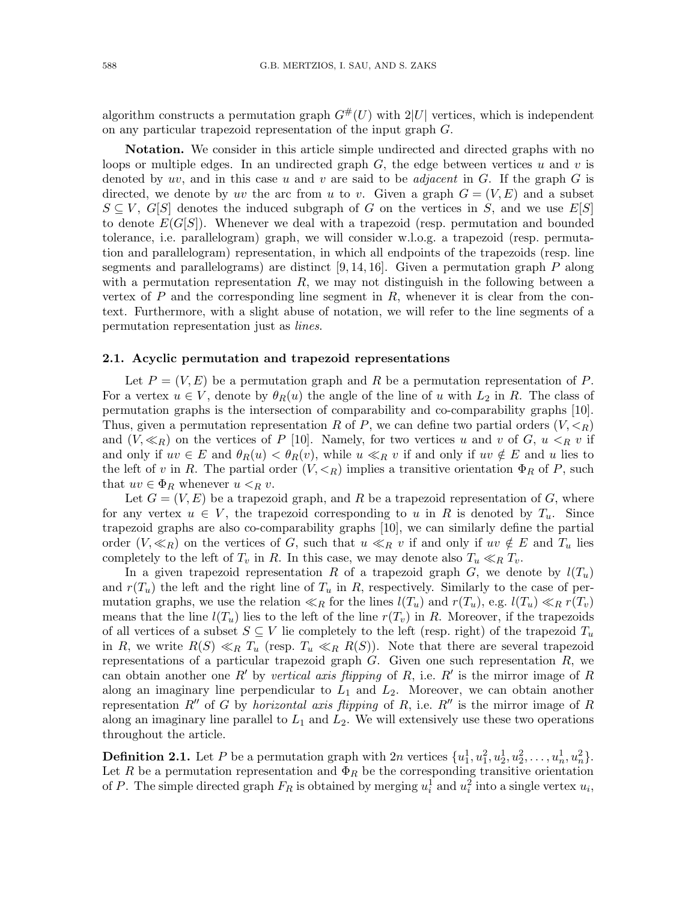algorithm constructs a permutation graph $G^{\#}(U)$ with $2|U|$ vertices, which is independent on any particular trapezoid representation of the input graph $G$.

**Notation.** We consider in this article simple undirected and directed graphs with no loops or multiple edges. In an undirected graph $G$, the edge between vertices $u$ and $v$ is denoted by $uv$, and in this case $u$ and $v$ are said to be *adjacent* in $G$. If the graph $G$ is directed, we denote by $uv$ the arc from $u$ to $v$. Given a graph $G = (V, E)$ and a subset $S \subseteq V$, $G[S]$ denotes the induced subgraph of $G$ on the vertices in $S$, and we use $E[S]$ to denote $E(G[S])$. Whenever we deal with a trapezoid (resp. permutation and bounded tolerance, i.e. parallelogram) graph, we will consider w.l.o.g. a trapezoid (resp. permutation and parallelogram) representation, in which all endpoints of the trapezoids (resp. line segments and parallelograms) are distinct [9, 14, 16]. Given a permutation graph $P$ along with a permutation representation $R$, we may not distinguish in the following between a vertex of $P$ and the corresponding line segment in $R$, whenever it is clear from the context. Furthermore, with a slight abuse of notation, we will refer to the line segments of a permutation representation just as *lines*.

### 2.1. Acyclic permutation and trapezoid representations

Let $P = (V, E)$ be a permutation graph and $R$ be a permutation representation of $P$. For a vertex $u \in V$, denote by $\theta_R(u)$ the angle of the line of $u$ with $L_2$ in $R$. The class of permutation graphs is the intersection of comparability and co-comparability graphs [10]. Thus, given a permutation representation $R$ of $P$, we can define two partial orders $(V, <_R)$ and $(V, \ll_R)$ on the vertices of $P$ [10]. Namely, for two vertices $u$ and $v$ of $G$, $u <_R v$ if and only if $uv \in E$ and $\theta_R(u) < \theta_R(v)$, while $u \ll_R v$ if and only if $uv \notin E$ and $u$ lies to the left of $v$ in $R$. The partial order $(V, <_R)$ implies a transitive orientation $\Phi_R$ of $P$, such that $uv \in \Phi_R$ whenever $u <_R v$.

Let $G = (V, E)$ be a trapezoid graph, and $R$ be a trapezoid representation of $G$, where for any vertex $u \in V$, the trapezoid corresponding to $u$ in $R$ is denoted by $T_u$. Since trapezoid graphs are also co-comparability graphs [10], we can similarly define the partial order $(V, \ll_R)$ on the vertices of $G$, such that $u \ll_R v$ if and only if $uv \notin E$ and $T_u$ lies completely to the left of $T_v$ in $R$. In this case, we may denote also $T_u \ll_R T_v$.

In a given trapezoid representation $R$ of a trapezoid graph $G$, we denote by $l(T_u)$ and $r(T_u)$ the left and the right line of $T_u$ in $R$, respectively. Similarly to the case of permutation graphs, we use the relation $\ll_R$ for the lines $l(T_u)$ and $r(T_u)$, e.g. $l(T_u) \ll_R r(T_v)$ means that the line $l(T_u)$ lies to the left of the line $r(T_v)$ in $R$. Moreover, if the trapezoids of all vertices of a subset $S \subseteq V$ lie completely to the left (resp. right) of the trapezoid $T_u$ in $R$, we write $R(S) \ll_R T_u$ (resp. $T_u \ll_R R(S)$). Note that there are several trapezoid representations of a particular trapezoid graph $G$. Given one such representation $R$, we can obtain another one $R'$ by *vertical axis flipping* of $R$, i.e. $R'$ is the mirror image of $R$ along an imaginary line perpendicular to $L_1$ and $L_2$. Moreover, we can obtain another representation $R''$ of $G$ by *horizontal axis flipping* of $R$, i.e. $R''$ is the mirror image of $R$ along an imaginary line parallel to $L_1$ and $L_2$. We will extensively use these two operations throughout the article.

**Definition 2.1.** Let $P$ be a permutation graph with $2n$ vertices $\{u_1^1, u_1^2, u_2^1, u_2^2, \ldots, u_n^1, u_n^2\}$. Let $R$ be a permutation representation and $\Phi_R$ be the corresponding transitive orientation of $P$. The simple directed graph $F_R$ is obtained by merging $u_i^1$ and $u_i^2$ into a single vertex $u_i$,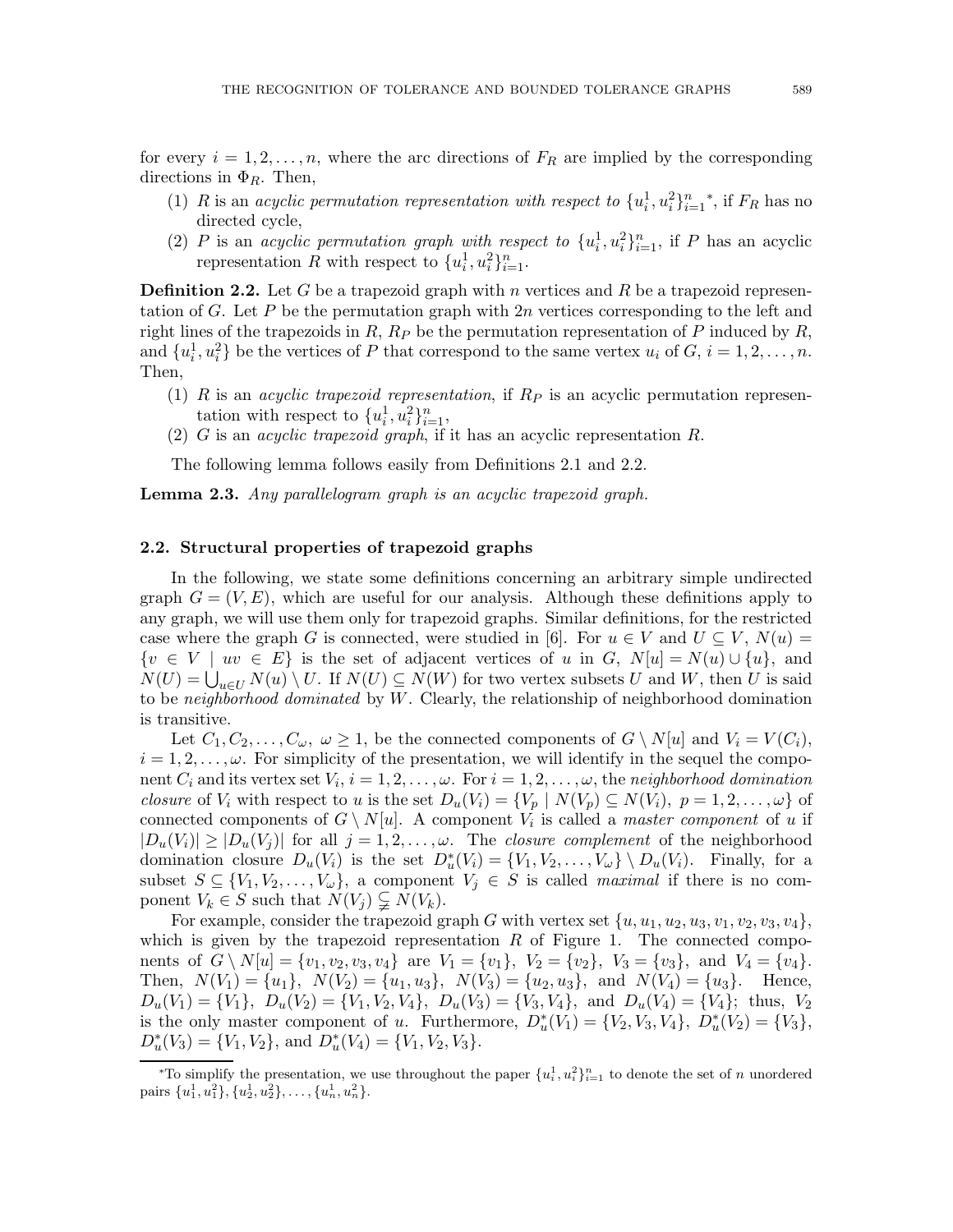for every $i = 1, 2, \ldots, n$, where the arc directions of $F_R$ are implied by the corresponding directions in $\Phi_R$. Then,

1. $R$ is an *acyclic permutation representation with respect to* $\{u_i^1, u_i^2\}_{i=1}^n$ *, if $F_R$ has no directed cycle,
2. $P$ is an *acyclic permutation graph with respect to* $\{u_i^1, u_i^2\}_{i=1}^n$, if $P$ has an acyclic representation $R$ with respect to $\{u_i^1, u_i^2\}_{i=1}^n$.

**Definition 2.2.** Let $G$ be a trapezoid graph with $n$ vertices and $R$ be a trapezoid representation of $G$. Let $P$ be the permutation graph with $2n$ vertices corresponding to the left and right lines of the trapezoids in $R$, $R_P$ be the permutation representation of $P$ induced by $R$, and $\{u_i^1, u_i^2\}$ be the vertices of $P$ that correspond to the same vertex $u_i$ of $G$, $i = 1, 2, \ldots, n$. Then,

1. $R$ is an *acyclic trapezoid representation*, if $R_P$ is an acyclic permutation representation with respect to $\{u_i^1, u_i^2\}_{i=1}^n$,
2. $G$ is an *acyclic trapezoid graph*, if it has an acyclic representation $R$.

The following lemma follows easily from Definitions 2.1 and 2.2.

**Lemma 2.3.** *Any parallelogram graph is an acyclic trapezoid graph.*

### 2.2. Structural properties of trapezoid graphs

In the following, we state some definitions concerning an arbitrary simple undirected graph $G = (V, E)$, which are useful for our analysis. Although these definitions apply to any graph, we will use them only for trapezoid graphs. Similar definitions, for the restricted case where the graph $G$ is connected, were studied in [6]. For $u \in V$ and $U \subseteq V$, $N(u) = \{v \in V \mid uv \in E\}$ is the set of adjacent vertices of $u$ in $G$, $N[u] = N(u) \cup \{u\}$, and $N(U) = \bigcup_{u \in U} N(u) \setminus U$. If $N(U) \subseteq N(W)$ for two vertex subsets $U$ and $W$, then $U$ is said to be *neighborhood dominated* by $W$. Clearly, the relationship of neighborhood domination is transitive.

Let $C_1, C_2, \ldots, C_\omega$, $\omega \geq 1$, be the connected components of $G \setminus N[u]$ and $V_i = V(C_i)$, $i = 1, 2, \ldots, \omega$. For simplicity of the presentation, we will identify in the sequel the component $C_i$ and its vertex set $V_i$, $i = 1, 2, \ldots, \omega$. For $i = 1, 2, \ldots, \omega$, the *neighborhood domination closure* of $V_i$ with respect to $u$ is the set $D_u(V_i) = \{V_p \mid N(V_p) \subseteq N(V_i),\ p = 1, 2, \ldots, \omega\}$ of connected components of $G \setminus N[u]$. A component $V_i$ is called a *master component* of $u$ if $|D_u(V_i)| \geq |D_u(V_j)|$ for all $j = 1, 2, \ldots, \omega$. The *closure complement* of the neighborhood domination closure $D_u(V_i)$ is the set $D_u^*(V_i) = \{V_1, V_2, \ldots, V_\omega\} \setminus D_u(V_i)$. Finally, for a subset $S \subseteq \{V_1, V_2, \ldots, V_\omega\}$, a component $V_j \in S$ is called *maximal* if there is no component $V_k \in S$ such that $N(V_j) \subsetneq N(V_k)$.

For example, consider the trapezoid graph $G$ with vertex set $\{u, u_1, u_2, u_3, v_1, v_2, v_3, v_4\}$, which is given by the trapezoid representation $R$ of Figure 1. The connected components of $G \setminus N[u] = \{v_1, v_2, v_3, v_4\}$ are $V_1 = \{v_1\}$, $V_2 = \{v_2\}$, $V_3 = \{v_3\}$, and $V_4 = \{v_4\}$. Then, $N(V_1) = \{u_1\}$, $N(V_2) = \{u_1, u_3\}$, $N(V_3) = \{u_2, u_3\}$, and $N(V_4) = \{u_3\}$. Hence, $D_u(V_1) = \{V_1\}$, $D_u(V_2) = \{V_1, V_2, V_4\}$, $D_u(V_3) = \{V_3, V_4\}$, and $D_u(V_4) = \{V_4\}$; thus, $V_2$ is the only master component of $u$. Furthermore, $D_u^*(V_1) = \{V_2, V_3, V_4\}$, $D_u^*(V_2) = \{V_3\}$, $D_u^*(V_3) = \{V_1, V_2\}$, and $D_u^*(V_4) = \{V_1, V_2, V_3\}$.

*To simplify the presentation, we use throughout the paper $\{u_i^1, u_i^2\}_{i=1}^n$ to denote the set of $n$ unordered pairs $\{u_1^1, u_1^2\}, \{u_2^1, u_2^2\}, \ldots, \{u_n^1, u_n^2\}$.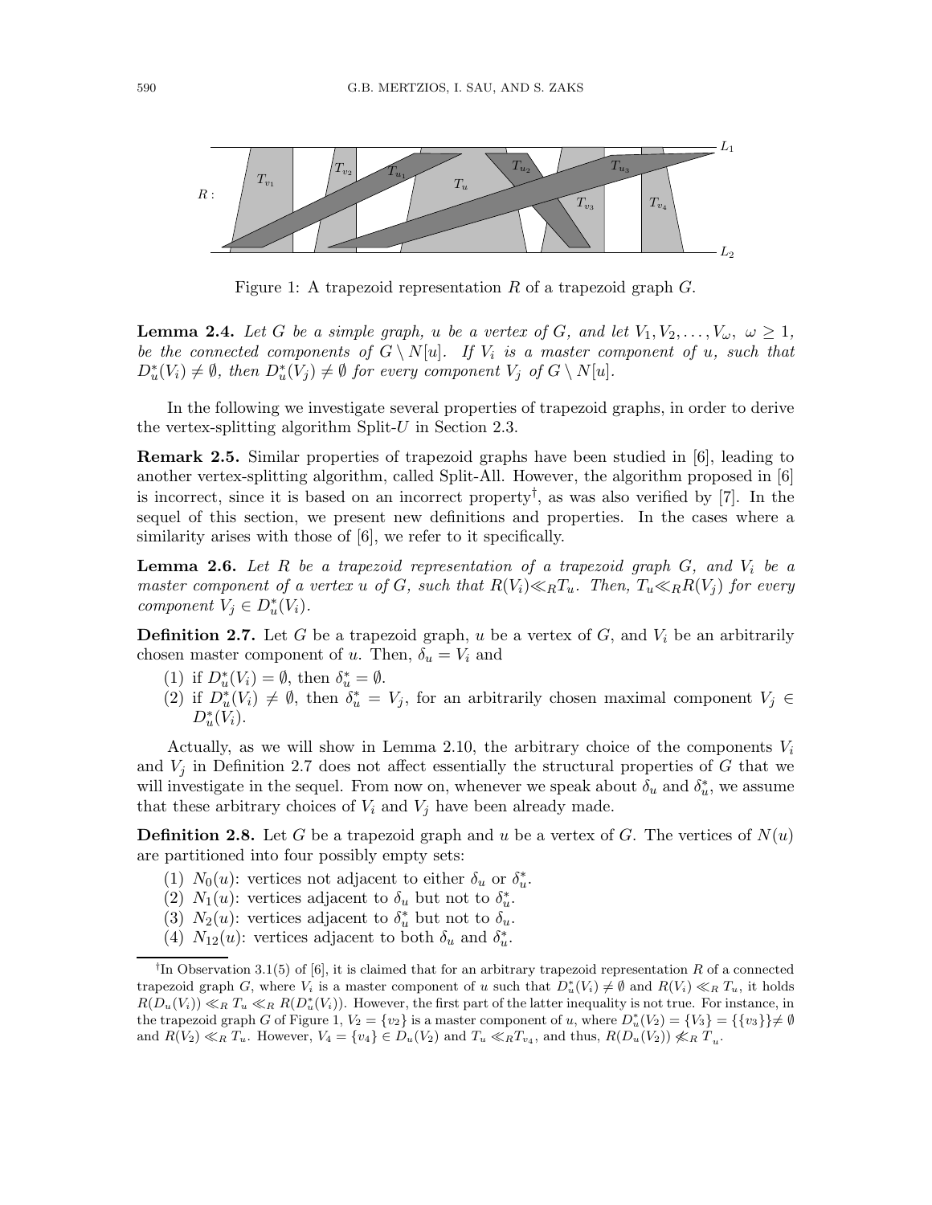R :

$T_{v_1}$ $T_{v_2}$ $T_{u_1}$ $T_u$ $T_{u_2}$ $T_{u_3}$ $T_{v_3}$ $T_{v_4}$

$L_1$

$L_2$

Figure 1: A trapezoid representation $R$ of a trapezoid graph $G$.

**Lemma 2.4.** *Let $G$ be a simple graph, $u$ be a vertex of $G$, and let $V_1, V_2, \ldots, V_\omega,\ \omega \geq 1$, be the connected components of $G \setminus N[u]$. If $V_i$ is a master component of $u$, such that $D_u^*(V_i) \neq \emptyset$, then $D_u^*(V_j) \neq \emptyset$ for every component $V_j$ of $G \setminus N[u]$.*

In the following we investigate several properties of trapezoid graphs, in order to derive the vertex-splitting algorithm Split-$U$ in Section 2.3.

**Remark 2.5.** Similar properties of trapezoid graphs have been studied in [6], leading to another vertex-splitting algorithm, called Split-All. However, the algorithm proposed in [6] is incorrect, since it is based on an incorrect property[†], as was also verified by [7]. In the sequel of this section, we present new definitions and properties. In the cases where a similarity arises with those of [6], we refer to it specifically.

**Lemma 2.6.** *Let $R$ be a trapezoid representation of a trapezoid graph $G$, and $V_i$ be a master component of a vertex $u$ of $G$, such that $R(V_i) \ll_R T_u$. Then, $T_u \ll_R R(V_j)$ for every component $V_j \in D_u^*(V_i)$.*

**Definition 2.7.** Let $G$ be a trapezoid graph, $u$ be a vertex of $G$, and $V_i$ be an arbitrarily chosen master component of $u$. Then, $\delta_u = V_i$ and

(1) if $D_u^*(V_i) = \emptyset$, then $\delta_u^* = \emptyset$.

(2) if $D_u^*(V_i) \neq \emptyset$, then $\delta_u^* = V_j$, for an arbitrarily chosen maximal component $V_j \in D_u^*(V_i)$.

Actually, as we will show in Lemma 2.10, the arbitrary choice of the components $V_i$ and $V_j$ in Definition 2.7 does not affect essentially the structural properties of $G$ that we will investigate in the sequel. From now on, whenever we speak about $\delta_u$ and $\delta_u^*$, we assume that these arbitrary choices of $V_i$ and $V_j$ have been already made.

**Definition 2.8.** Let $G$ be a trapezoid graph and $u$ be a vertex of $G$. The vertices of $N(u)$ are partitioned into four possibly empty sets:

(1) $N_0(u)$: vertices not adjacent to either $\delta_u$ or $\delta_u^*$.

(2) $N_1(u)$: vertices adjacent to $\delta_u$ but not to $\delta_u^*$.

(3) $N_2(u)$: vertices adjacent to $\delta_u^*$ but not to $\delta_u$.

(4) $N_{12}(u)$: vertices adjacent to both $\delta_u$ and $\delta_u^*$.

---

[†]In Observation 3.1(5) of [6], it is claimed that for an arbitrary trapezoid representation $R$ of a connected trapezoid graph $G$, where $V_i$ is a master component of $u$ such that $D_u^*(V_i) \neq \emptyset$ and $R(V_i) \ll_R T_u$, it holds $R(D_u(V_i)) \ll_R T_u \ll_R R(D_u^*(V_i))$. However, the first part of the latter inequality is not true. For instance, in the trapezoid graph $G$ of Figure 1, $V_2 = \{v_2\}$ is a master component of $u$, where $D_u^*(V_2) = \{V_3\} = \{\{v_3\}\} \neq \emptyset$ and $R(V_2) \ll_R T_u$. However, $V_4 = \{v_4\} \in D_u(V_2)$ and $T_u \ll_R T_{v_4}$, and thus, $R(D_u(V_2)) \not\ll_R T_u$.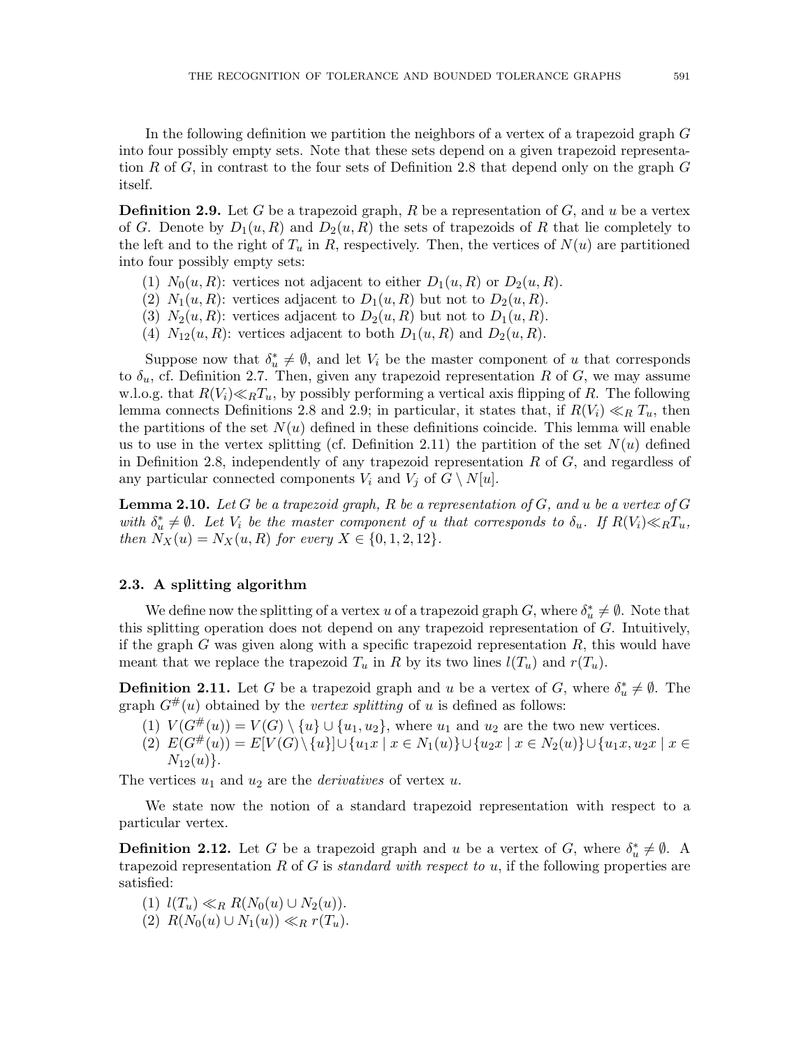In the following definition we partition the neighbors of a vertex of a trapezoid graph $G$ into four possibly empty sets. Note that these sets depend on a given trapezoid representation $R$ of $G$, in contrast to the four sets of Definition 2.8 that depend only on the graph $G$ itself.

**Definition 2.9.** Let $G$ be a trapezoid graph, $R$ be a representation of $G$, and $u$ be a vertex of $G$. Denote by $D_1(u,R)$ and $D_2(u,R)$ the sets of trapezoids of $R$ that lie completely to the left and to the right of $T_u$ in $R$, respectively. Then, the vertices of $N(u)$ are partitioned into four possibly empty sets:

1. $N_0(u,R)$: vertices not adjacent to either $D_1(u,R)$ or $D_2(u,R)$.
2. $N_1(u,R)$: vertices adjacent to $D_1(u,R)$ but not to $D_2(u,R)$.
3. $N_2(u,R)$: vertices adjacent to $D_2(u,R)$ but not to $D_1(u,R)$.
4. $N_{12}(u,R)$: vertices adjacent to both $D_1(u,R)$ and $D_2(u,R)$.

Suppose now that $\delta_u^* \neq \emptyset$, and let $V_i$ be the master component of $u$ that corresponds to $\delta_u$, cf. Definition 2.7. Then, given any trapezoid representation $R$ of $G$, we may assume w.l.o.g. that $R(V_i) \ll_R T_u$, by possibly performing a vertical axis flipping of $R$. The following lemma connects Definitions 2.8 and 2.9; in particular, it states that, if $R(V_i) \ll_R T_u$, then the partitions of the set $N(u)$ defined in these definitions coincide. This lemma will enable us to use in the vertex splitting (cf. Definition 2.11) the partition of the set $N(u)$ defined in Definition 2.8, independently of any trapezoid representation $R$ of $G$, and regardless of any particular connected components $V_i$ and $V_j$ of $G \setminus N[u]$.

**Lemma 2.10.** *Let $G$ be a trapezoid graph, $R$ be a representation of $G$, and $u$ be a vertex of $G$ with $\delta_u^* \neq \emptyset$. Let $V_i$ be the master component of $u$ that corresponds to $\delta_u$. If $R(V_i) \ll_R T_u$, then $N_X(u) = N_X(u,R)$ for every $X \in \{0,1,2,12\}$.*

### 2.3. A splitting algorithm

We define now the splitting of a vertex $u$ of a trapezoid graph $G$, where $\delta_u^* \neq \emptyset$. Note that this splitting operation does not depend on any trapezoid representation of $G$. Intuitively, if the graph $G$ was given along with a specific trapezoid representation $R$, this would have meant that we replace the trapezoid $T_u$ in $R$ by its two lines $l(T_u)$ and $r(T_u)$.

**Definition 2.11.** Let $G$ be a trapezoid graph and $u$ be a vertex of $G$, where $\delta_u^* \neq \emptyset$. The graph $G^{\#}(u)$ obtained by the *vertex splitting* of $u$ is defined as follows:

1. $V(G^{\#}(u)) = V(G) \setminus \{u\} \cup \{u_1, u_2\}$, where $u_1$ and $u_2$ are the two new vertices.
2. $E(G^{\#}(u)) = E[V(G) \setminus \{u\}] \cup \{u_1 x \mid x \in N_1(u)\} \cup \{u_2 x \mid x \in N_2(u)\} \cup \{u_1 x, u_2 x \mid x \in N_{12}(u)\}$.

The vertices $u_1$ and $u_2$ are the *derivatives* of vertex $u$.

We state now the notion of a standard trapezoid representation with respect to a particular vertex.

**Definition 2.12.** Let $G$ be a trapezoid graph and $u$ be a vertex of $G$, where $\delta_u^* \neq \emptyset$. A trapezoid representation $R$ of $G$ is *standard with respect to $u$*, if the following properties are satisfied:

1. $l(T_u) \ll_R R(N_0(u) \cup N_2(u))$.
2. $R(N_0(u) \cup N_1(u)) \ll_R r(T_u)$.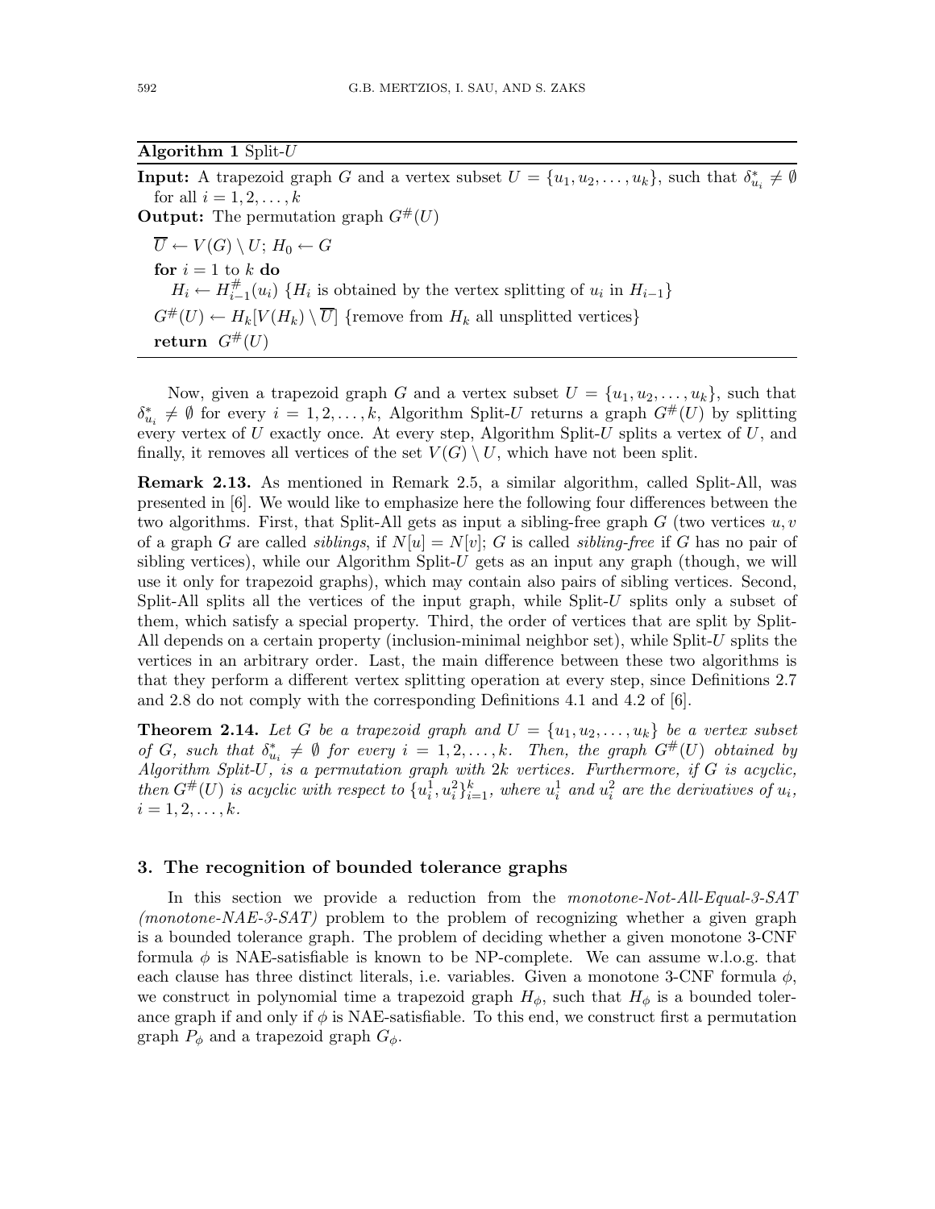**Algorithm 1** Split-$U$

**Input:** A trapezoid graph $G$ and a vertex subset $U = \{u_1, u_2, \ldots, u_k\}$, such that $\delta^*_{u_i} \neq \emptyset$ for all $i = 1, 2, \ldots, k$

**Output:** The permutation graph $G^{\#}(U)$

```
Ū ← V(G) \ U; H_0 ← G
for i = 1 to k do
    H_i ← H^#_{i−1}(u_i) {H_i is obtained by the vertex splitting of u_i in H_{i−1}}
G^#(U) ← H_k[V(H_k) \ Ū] {remove from H_k all unsplitted vertices}
return G^#(U)
```

Now, given a trapezoid graph $G$ and a vertex subset $U = \{u_1, u_2, \ldots, u_k\}$, such that $\delta^*_{u_i} \neq \emptyset$ for every $i = 1, 2, \ldots, k$, Algorithm Split-$U$ returns a graph $G^{\#}(U)$ by splitting every vertex of $U$ exactly once. At every step, Algorithm Split-$U$ splits a vertex of $U$, and finally, it removes all vertices of the set $V(G) \setminus U$, which have not been split.

**Remark 2.13.** As mentioned in Remark 2.5, a similar algorithm, called Split-All, was presented in [6]. We would like to emphasize here the following four differences between the two algorithms. First, that Split-All gets as input a sibling-free graph $G$ (two vertices $u, v$ of a graph $G$ are called *siblings*, if $N[u] = N[v]$; $G$ is called *sibling-free* if $G$ has no pair of sibling vertices), while our Algorithm Split-$U$ gets as an input any graph (though, we will use it only for trapezoid graphs), which may contain also pairs of sibling vertices. Second, Split-All splits all the vertices of the input graph, while Split-$U$ splits only a subset of them, which satisfy a special property. Third, the order of vertices that are split by Split-All depends on a certain property (inclusion-minimal neighbor set), while Split-$U$ splits the vertices in an arbitrary order. Last, the main difference between these two algorithms is that they perform a different vertex splitting operation at every step, since Definitions 2.7 and 2.8 do not comply with the corresponding Definitions 4.1 and 4.2 of [6].

**Theorem 2.14.** *Let $G$ be a trapezoid graph and $U = \{u_1, u_2, \ldots, u_k\}$ be a vertex subset of $G$, such that $\delta^*_{u_i} \neq \emptyset$ for every $i = 1, 2, \ldots, k$. Then, the graph $G^{\#}(U)$ obtained by Algorithm Split-$U$, is a permutation graph with $2k$ vertices. Furthermore, if $G$ is acyclic, then $G^{\#}(U)$ is acyclic with respect to $\{u_i^1, u_i^2\}_{i=1}^k$, where $u_i^1$ and $u_i^2$ are the derivatives of $u_i$, $i = 1, 2, \ldots, k$.*

## 3. The recognition of bounded tolerance graphs

In this section we provide a reduction from the *monotone-Not-All-Equal-3-SAT (monotone-NAE-3-SAT)* problem to the problem of recognizing whether a given graph is a bounded tolerance graph. The problem of deciding whether a given monotone 3-CNF formula $\phi$ is NAE-satisfiable is known to be NP-complete. We can assume w.l.o.g. that each clause has three distinct literals, i.e. variables. Given a monotone 3-CNF formula $\phi$, we construct in polynomial time a trapezoid graph $H_\phi$, such that $H_\phi$ is a bounded tolerance graph if and only if $\phi$ is NAE-satisfiable. To this end, we construct first a permutation graph $P_\phi$ and a trapezoid graph $G_\phi$.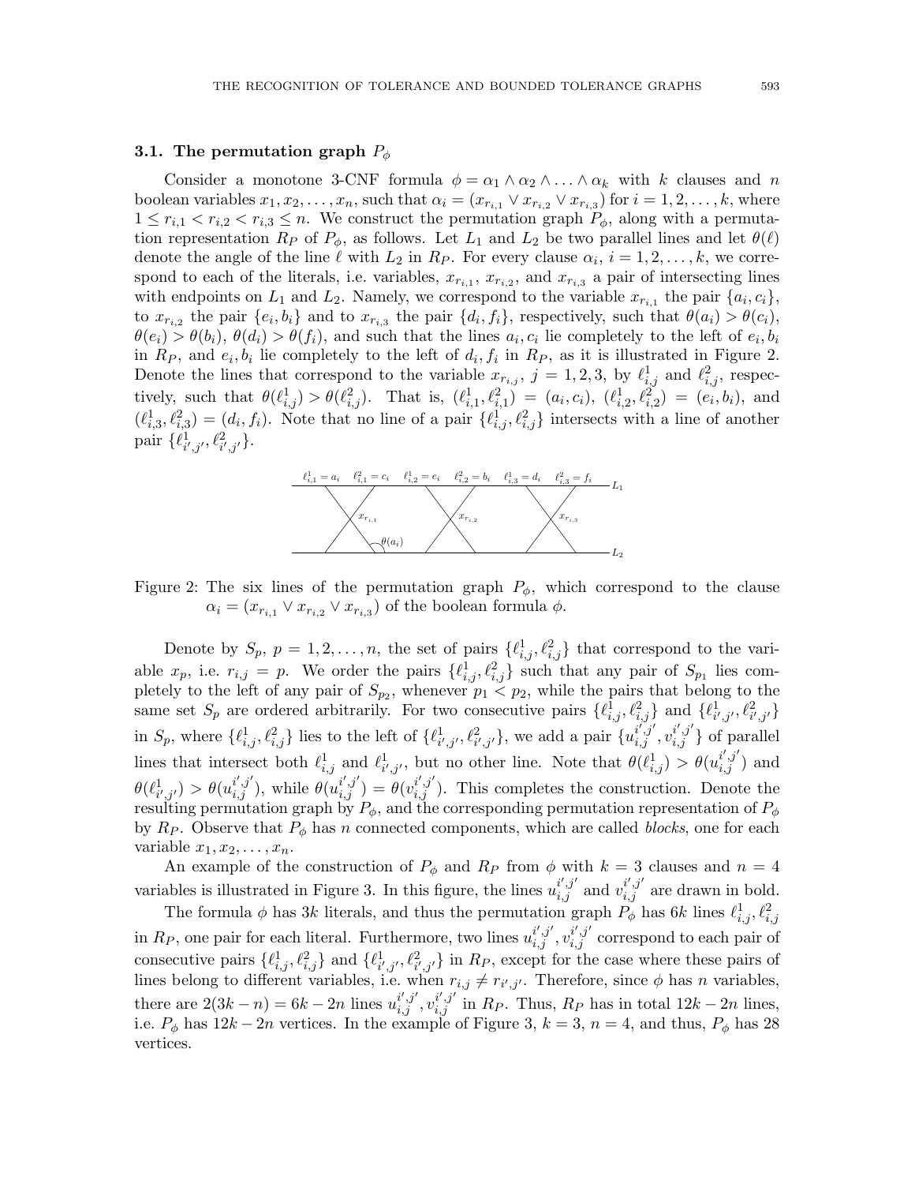### 3.1. The permutation graph $P_\phi$

Consider a monotone 3-CNF formula $\phi = \alpha_1 \wedge \alpha_2 \wedge \ldots \wedge \alpha_k$ with $k$ clauses and $n$ boolean variables $x_1, x_2, \ldots, x_n$, such that $\alpha_i = (x_{r_{i,1}} \vee x_{r_{i,2}} \vee x_{r_{i,3}})$ for $i = 1, 2, \ldots, k$, where $1 \leq r_{i,1} < r_{i,2} < r_{i,3} \leq n$. We construct the permutation graph $P_\phi$, along with a permutation representation $R_P$ of $P_\phi$, as follows. Let $L_1$ and $L_2$ be two parallel lines and let $\theta(\ell)$ denote the angle of the line $\ell$ with $L_2$ in $R_P$. For every clause $\alpha_i$, $i = 1, 2, \ldots, k$, we correspond to each of the literals, i.e. variables, $x_{r_{i,1}}$, $x_{r_{i,2}}$, and $x_{r_{i,3}}$ a pair of intersecting lines with endpoints on $L_1$ and $L_2$. Namely, we correspond to the variable $x_{r_{i,1}}$ the pair $\{a_i, c_i\}$, to $x_{r_{i,2}}$ the pair $\{e_i, b_i\}$ and to $x_{r_{i,3}}$ the pair $\{d_i, f_i\}$, respectively, such that $\theta(a_i) > \theta(c_i)$, $\theta(e_i) > \theta(b_i)$, $\theta(d_i) > \theta(f_i)$, and such that the lines $a_i, c_i$ lie completely to the left of $e_i, b_i$ in $R_P$, and $e_i, b_i$ lie completely to the left of $d_i, f_i$ in $R_P$, as it is illustrated in Figure 2. Denote the lines that correspond to the variable $x_{r_{i,j}}$, $j = 1, 2, 3$, by $\ell^1_{i,j}$ and $\ell^2_{i,j}$, respectively, such that $\theta(\ell^1_{i,j}) > \theta(\ell^2_{i,j})$. That is, $(\ell^1_{i,1}, \ell^2_{i,1}) = (a_i, c_i)$, $(\ell^1_{i,2}, \ell^2_{i,2}) = (e_i, b_i)$, and $(\ell^1_{i,3}, \ell^2_{i,3}) = (d_i, f_i)$. Note that no line of a pair $\{\ell^1_{i,j}, \ell^2_{i,j}\}$ intersects with a line of another pair $\{\ell^1_{i',j'}, \ell^2_{i',j'}\}$.

$\ell^1_{i,1} = a_i$ $\ell^2_{i,1} = c_i$ $\ell^1_{i,2} = e_i$ $\ell^2_{i,2} = b_i$ $\ell^1_{i,3} = d_i$ $\ell^2_{i,3} = f_i$

$L_1$

$x_{r_{i,1}}$ $x_{r_{i,2}}$ $x_{r_{i,3}}$

$\theta(a_i)$

$L_2$

Figure 2: The six lines of the permutation graph $P_\phi$, which correspond to the clause $\alpha_i = (x_{r_{i,1}} \vee x_{r_{i,2}} \vee x_{r_{i,3}})$ of the boolean formula $\phi$.

Denote by $S_p$, $p = 1, 2, \ldots, n$, the set of pairs $\{\ell^1_{i,j}, \ell^2_{i,j}\}$ that correspond to the variable $x_p$, i.e. $r_{i,j} = p$. We order the pairs $\{\ell^1_{i,j}, \ell^2_{i,j}\}$ such that any pair of $S_{p_1}$ lies completely to the left of any pair of $S_{p_2}$, whenever $p_1 < p_2$, while the pairs that belong to the same set $S_p$ are ordered arbitrarily. For two consecutive pairs $\{\ell^1_{i,j}, \ell^2_{i,j}\}$ and $\{\ell^1_{i',j'}, \ell^2_{i',j'}\}$ in $S_p$, where $\{\ell^1_{i,j}, \ell^2_{i,j}\}$ lies to the left of $\{\ell^1_{i',j'}, \ell^2_{i',j'}\}$, we add a pair $\{u^{i',j'}_{i,j}, v^{i',j'}_{i,j}\}$ of parallel lines that intersect both $\ell^1_{i,j}$ and $\ell^1_{i',j'}$, but no other line. Note that $\theta(\ell^1_{i,j}) > \theta(u^{i',j'}_{i,j})$ and $\theta(\ell^1_{i',j'}) > \theta(u^{i',j'}_{i,j})$, while $\theta(u^{i',j'}_{i,j}) = \theta(v^{i',j'}_{i,j})$. This completes the construction. Denote the resulting permutation graph by $P_\phi$, and the corresponding permutation representation of $P_\phi$ by $R_P$. Observe that $P_\phi$ has $n$ connected components, which are called *blocks*, one for each variable $x_1, x_2, \ldots, x_n$.

An example of the construction of $P_\phi$ and $R_P$ from $\phi$ with $k = 3$ clauses and $n = 4$ variables is illustrated in Figure 3. In this figure, the lines $u^{i',j'}_{i,j}$ and $v^{i',j'}_{i,j}$ are drawn in bold.

The formula $\phi$ has $3k$ literals, and thus the permutation graph $P_\phi$ has $6k$ lines $\ell^1_{i,j}, \ell^2_{i,j}$ in $R_P$, one pair for each literal. Furthermore, two lines $u^{i',j'}_{i,j}, v^{i',j'}_{i,j}$ correspond to each pair of consecutive pairs $\{\ell^1_{i,j}, \ell^2_{i,j}\}$ and $\{\ell^1_{i',j'}, \ell^2_{i',j'}\}$ in $R_P$, except for the case where these pairs of lines belong to different variables, i.e. when $r_{i,j} \neq r_{i',j'}$. Therefore, since $\phi$ has $n$ variables, there are $2(3k - n) = 6k - 2n$ lines $u^{i',j'}_{i,j}, v^{i',j'}_{i,j}$ in $R_P$. Thus, $R_P$ has in total $12k - 2n$ lines, i.e. $P_\phi$ has $12k - 2n$ vertices. In the example of Figure 3, $k = 3$, $n = 4$, and thus, $P_\phi$ has 28 vertices.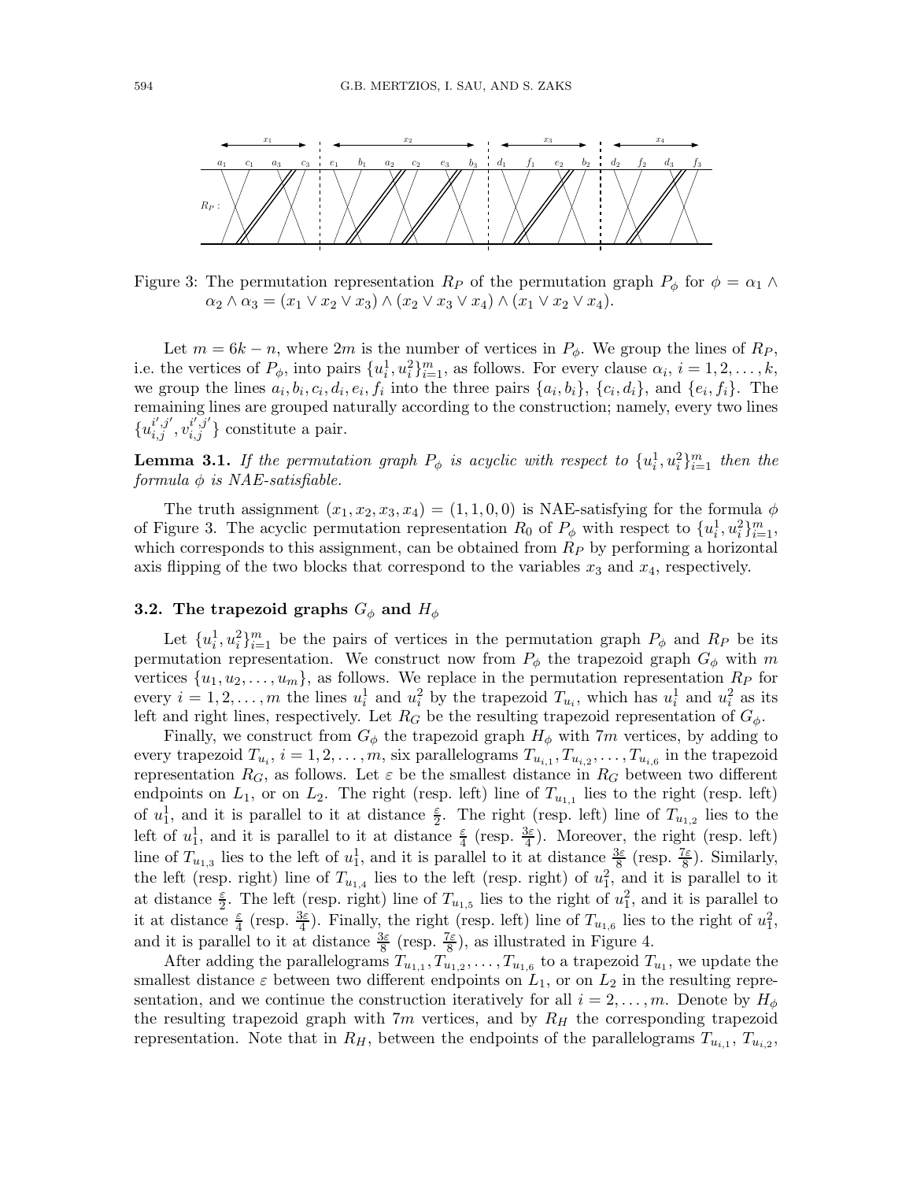x1 x2 x3 x4

a1 c1 a3 c3 e1 b1 a2 c2 e3 b3 d1 f1 e2 b2 d2 f2 d3 f3

$R_P$ :

Figure 3: The permutation representation $R_P$ of the permutation graph $P_\phi$ for $\phi = \alpha_1 \wedge \alpha_2 \wedge \alpha_3 = (x_1 \vee x_2 \vee x_3) \wedge (x_2 \vee x_3 \vee x_4) \wedge (x_1 \vee x_2 \vee x_4)$.

Let $m = 6k - n$, where $2m$ is the number of vertices in $P_\phi$. We group the lines of $R_P$, i.e. the vertices of $P_\phi$, into pairs $\{u_i^1, u_i^2\}_{i=1}^m$, as follows. For every clause $\alpha_i$, $i = 1, 2, \ldots, k$, we group the lines $a_i, b_i, c_i, d_i, e_i, f_i$ into the three pairs $\{a_i, b_i\}$, $\{c_i, d_i\}$, and $\{e_i, f_i\}$. The remaining lines are grouped naturally according to the construction; namely, every two lines $\{u_{i,j}^{i',j'}, v_{i,j}^{i',j'}\}$ constitute a pair.

**Lemma 3.1.** *If the permutation graph $P_\phi$ is acyclic with respect to $\{u_i^1, u_i^2\}_{i=1}^m$ then the formula $\phi$ is NAE-satisfiable.*

The truth assignment $(x_1, x_2, x_3, x_4) = (1, 1, 0, 0)$ is NAE-satisfying for the formula $\phi$ of Figure 3. The acyclic permutation representation $R_0$ of $P_\phi$ with respect to $\{u_i^1, u_i^2\}_{i=1}^m$, which corresponds to this assignment, can be obtained from $R_P$ by performing a horizontal axis flipping of the two blocks that correspond to the variables $x_3$ and $x_4$, respectively.

### 3.2. The trapezoid graphs $G_\phi$ and $H_\phi$

Let $\{u_i^1, u_i^2\}_{i=1}^m$ be the pairs of vertices in the permutation graph $P_\phi$ and $R_P$ be its permutation representation. We construct now from $P_\phi$ the trapezoid graph $G_\phi$ with $m$ vertices $\{u_1, u_2, \ldots, u_m\}$, as follows. We replace in the permutation representation $R_P$ for every $i = 1, 2, \ldots, m$ the lines $u_i^1$ and $u_i^2$ by the trapezoid $T_{u_i}$, which has $u_i^1$ and $u_i^2$ as its left and right lines, respectively. Let $R_G$ be the resulting trapezoid representation of $G_\phi$.

Finally, we construct from $G_\phi$ the trapezoid graph $H_\phi$ with $7m$ vertices, by adding to every trapezoid $T_{u_i}$, $i = 1, 2, \ldots, m$, six parallelograms $T_{u_{i,1}}, T_{u_{i,2}}, \ldots, T_{u_{i,6}}$ in the trapezoid representation $R_G$, as follows. Let $\varepsilon$ be the smallest distance in $R_G$ between two different endpoints on $L_1$, or on $L_2$. The right (resp. left) line of $T_{u_{1,1}}$ lies to the right (resp. left) of $u_1^1$, and it is parallel to it at distance $\frac{\varepsilon}{2}$. The right (resp. left) line of $T_{u_{1,2}}$ lies to the left of $u_1^1$, and it is parallel to it at distance $\frac{\varepsilon}{4}$ (resp. $\frac{3\varepsilon}{4}$). Moreover, the right (resp. left) line of $T_{u_{1,3}}$ lies to the left of $u_1^1$, and it is parallel to it at distance $\frac{3\varepsilon}{8}$ (resp. $\frac{7\varepsilon}{8}$). Similarly, the left (resp. right) line of $T_{u_{1,4}}$ lies to the left (resp. right) of $u_1^2$, and it is parallel to it at distance $\frac{\varepsilon}{2}$. The left (resp. right) line of $T_{u_{1,5}}$ lies to the right of $u_1^2$, and it is parallel to it at distance $\frac{\varepsilon}{4}$ (resp. $\frac{3\varepsilon}{4}$). Finally, the right (resp. left) line of $T_{u_{1,6}}$ lies to the right of $u_1^2$, and it is parallel to it at distance $\frac{3\varepsilon}{8}$ (resp. $\frac{7\varepsilon}{8}$), as illustrated in Figure 4.

After adding the parallelograms $T_{u_{1,1}}, T_{u_{1,2}}, \ldots, T_{u_{1,6}}$ to a trapezoid $T_{u_1}$, we update the smallest distance $\varepsilon$ between two different endpoints on $L_1$, or on $L_2$ in the resulting representation, and we continue the construction iteratively for all $i = 2, \ldots, m$. Denote by $H_\phi$ the resulting trapezoid graph with $7m$ vertices, and by $R_H$ the corresponding trapezoid representation. Note that in $R_H$, between the endpoints of the parallelograms $T_{u_{i,1}}$, $T_{u_{i,2}}$,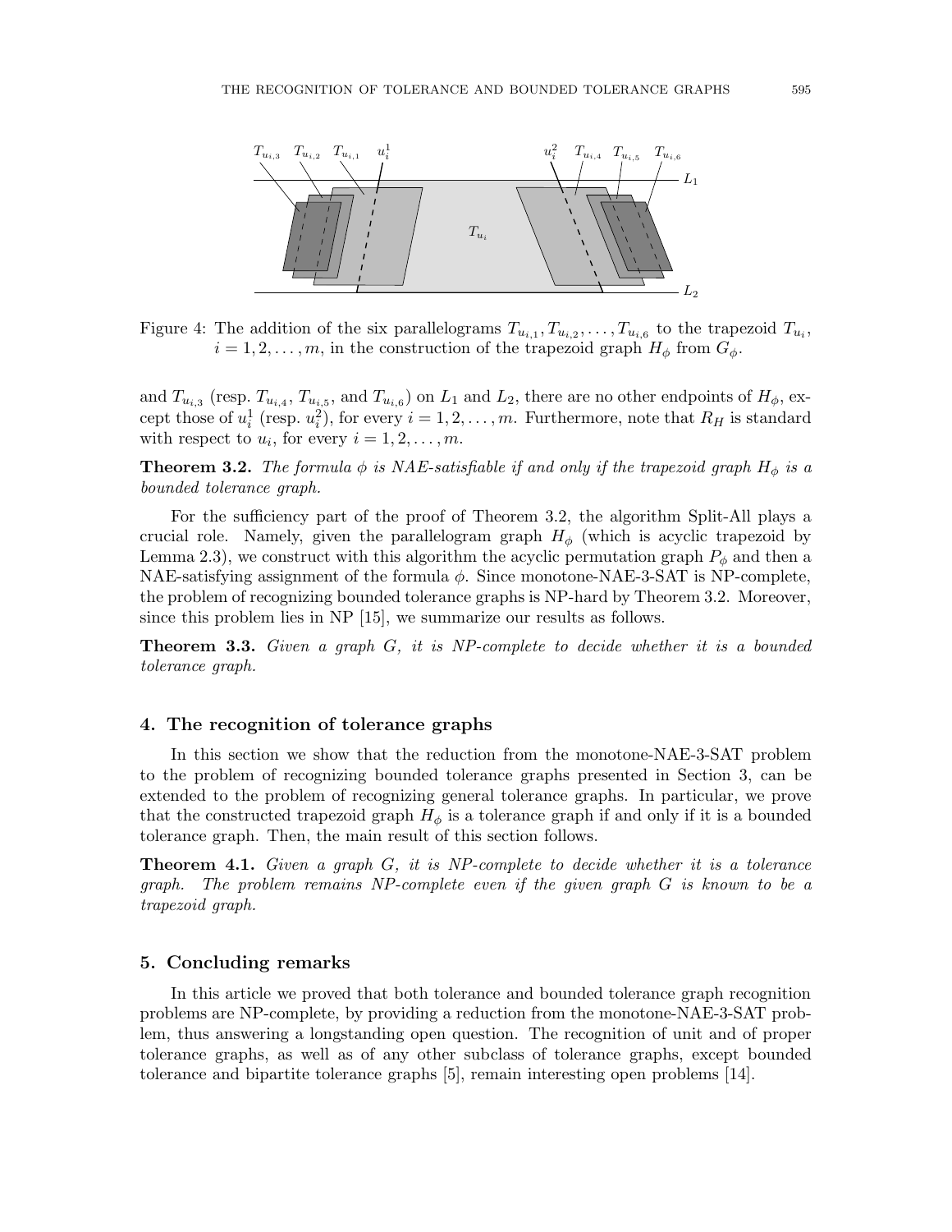$T_{u_{i,3}}$ $T_{u_{i,2}}$ $T_{u_{i,1}}$ $u_i^1$

$u_i^2$ $T_{u_{i,4}}$ $T_{u_{i,5}}$ $T_{u_{i,6}}$

$L_1$

$T_{u_i}$

$L_2$

Figure 4: The addition of the six parallelograms $T_{u_{i,1}}, T_{u_{i,2}}, \ldots, T_{u_{i,6}}$ to the trapezoid $T_{u_i}$, $i = 1, 2, \ldots, m$, in the construction of the trapezoid graph $H_\phi$ from $G_\phi$.

and $T_{u_{i,3}}$ (resp. $T_{u_{i,4}}$, $T_{u_{i,5}}$, and $T_{u_{i,6}}$) on $L_1$ and $L_2$, there are no other endpoints of $H_\phi$, except those of $u_i^1$ (resp. $u_i^2$), for every $i = 1, 2, \ldots, m$. Furthermore, note that $R_H$ is standard with respect to $u_i$, for every $i = 1, 2, \ldots, m$.

**Theorem 3.2.** *The formula $\phi$ is NAE-satisfiable if and only if the trapezoid graph $H_\phi$ is a bounded tolerance graph.*

For the sufficiency part of the proof of Theorem 3.2, the algorithm Split-All plays a crucial role. Namely, given the parallelogram graph $H_\phi$ (which is acyclic trapezoid by Lemma 2.3), we construct with this algorithm the acyclic permutation graph $P_\phi$ and then a NAE-satisfying assignment of the formula $\phi$. Since monotone-NAE-3-SAT is NP-complete, the problem of recognizing bounded tolerance graphs is NP-hard by Theorem 3.2. Moreover, since this problem lies in NP [15], we summarize our results as follows.

**Theorem 3.3.** *Given a graph $G$, it is NP-complete to decide whether it is a bounded tolerance graph.*

## 4. The recognition of tolerance graphs

In this section we show that the reduction from the monotone-NAE-3-SAT problem to the problem of recognizing bounded tolerance graphs presented in Section 3, can be extended to the problem of recognizing general tolerance graphs. In particular, we prove that the constructed trapezoid graph $H_\phi$ is a tolerance graph if and only if it is a bounded tolerance graph. Then, the main result of this section follows.

**Theorem 4.1.** *Given a graph $G$, it is NP-complete to decide whether it is a tolerance graph. The problem remains NP-complete even if the given graph $G$ is known to be a trapezoid graph.*

## 5. Concluding remarks

In this article we proved that both tolerance and bounded tolerance graph recognition problems are NP-complete, by providing a reduction from the monotone-NAE-3-SAT problem, thus answering a longstanding open question. The recognition of unit and of proper tolerance graphs, as well as of any other subclass of tolerance graphs, except bounded tolerance and bipartite tolerance graphs [5], remain interesting open problems [14].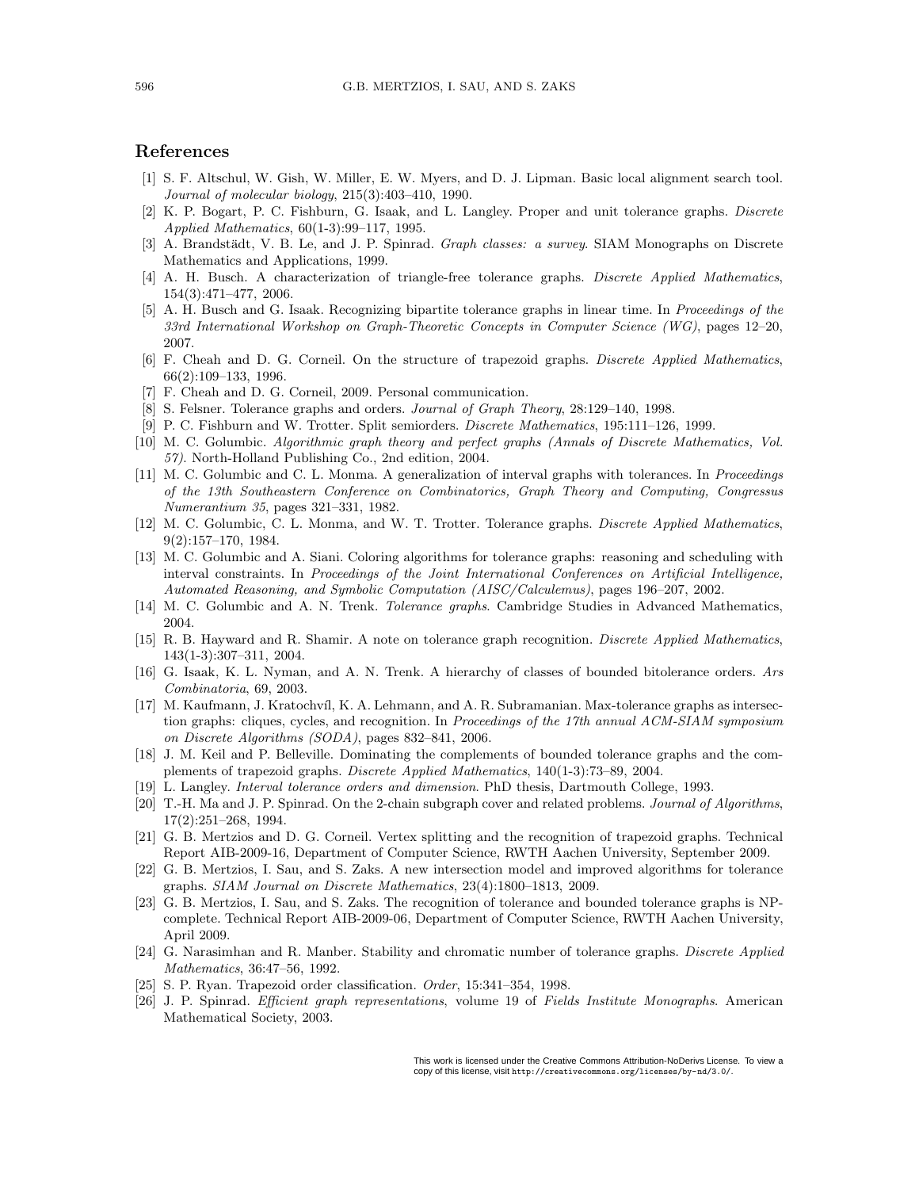## References

[1] S. F. Altschul, W. Gish, W. Miller, E. W. Myers, and D. J. Lipman. Basic local alignment search tool. *Journal of molecular biology*, 215(3):403–410, 1990.

[2] K. P. Bogart, P. C. Fishburn, G. Isaak, and L. Langley. Proper and unit tolerance graphs. *Discrete Applied Mathematics*, 60(1-3):99–117, 1995.

[3] A. Brandstädt, V. B. Le, and J. P. Spinrad. *Graph classes: a survey*. SIAM Monographs on Discrete Mathematics and Applications, 1999.

[4] A. H. Busch. A characterization of triangle-free tolerance graphs. *Discrete Applied Mathematics*, 154(3):471–477, 2006.

[5] A. H. Busch and G. Isaak. Recognizing bipartite tolerance graphs in linear time. In *Proceedings of the 33rd International Workshop on Graph-Theoretic Concepts in Computer Science (WG)*, pages 12–20, 2007.

[6] F. Cheah and D. G. Corneil. On the structure of trapezoid graphs. *Discrete Applied Mathematics*, 66(2):109–133, 1996.

[7] F. Cheah and D. G. Corneil, 2009. Personal communication.

[8] S. Felsner. Tolerance graphs and orders. *Journal of Graph Theory*, 28:129–140, 1998.

[9] P. C. Fishburn and W. Trotter. Split semiorders. *Discrete Mathematics*, 195:111–126, 1999.

[10] M. C. Golumbic. *Algorithmic graph theory and perfect graphs (Annals of Discrete Mathematics, Vol. 57)*. North-Holland Publishing Co., 2nd edition, 2004.

[11] M. C. Golumbic and C. L. Monma. A generalization of interval graphs with tolerances. In *Proceedings of the 13th Southeastern Conference on Combinatorics, Graph Theory and Computing, Congressus Numerantium 35*, pages 321–331, 1982.

[12] M. C. Golumbic, C. L. Monma, and W. T. Trotter. Tolerance graphs. *Discrete Applied Mathematics*, 9(2):157–170, 1984.

[13] M. C. Golumbic and A. Siani. Coloring algorithms for tolerance graphs: reasoning and scheduling with interval constraints. In *Proceedings of the Joint International Conferences on Artificial Intelligence, Automated Reasoning, and Symbolic Computation (AISC/Calculemus)*, pages 196–207, 2002.

[14] M. C. Golumbic and A. N. Trenk. *Tolerance graphs*. Cambridge Studies in Advanced Mathematics, 2004.

[15] R. B. Hayward and R. Shamir. A note on tolerance graph recognition. *Discrete Applied Mathematics*, 143(1-3):307–311, 2004.

[16] G. Isaak, K. L. Nyman, and A. N. Trenk. A hierarchy of classes of bounded bitolerance orders. *Ars Combinatoria*, 69, 2003.

[17] M. Kaufmann, J. Kratochvíl, K. A. Lehmann, and A. R. Subramanian. Max-tolerance graphs as intersection graphs: cliques, cycles, and recognition. In *Proceedings of the 17th annual ACM-SIAM symposium on Discrete Algorithms (SODA)*, pages 832–841, 2006.

[18] J. M. Keil and P. Belleville. Dominating the complements of bounded tolerance graphs and the complements of trapezoid graphs. *Discrete Applied Mathematics*, 140(1-3):73–89, 2004.

[19] L. Langley. *Interval tolerance orders and dimension*. PhD thesis, Dartmouth College, 1993.

[20] T.-H. Ma and J. P. Spinrad. On the 2-chain subgraph cover and related problems. *Journal of Algorithms*, 17(2):251–268, 1994.

[21] G. B. Mertzios and D. G. Corneil. Vertex splitting and the recognition of trapezoid graphs. Technical Report AIB-2009-16, Department of Computer Science, RWTH Aachen University, September 2009.

[22] G. B. Mertzios, I. Sau, and S. Zaks. A new intersection model and improved algorithms for tolerance graphs. *SIAM Journal on Discrete Mathematics*, 23(4):1800–1813, 2009.

[23] G. B. Mertzios, I. Sau, and S. Zaks. The recognition of tolerance and bounded tolerance graphs is NP-complete. Technical Report AIB-2009-06, Department of Computer Science, RWTH Aachen University, April 2009.

[24] G. Narasimhan and R. Manber. Stability and chromatic number of tolerance graphs. *Discrete Applied Mathematics*, 36:47–56, 1992.

[25] S. P. Ryan. Trapezoid order classification. *Order*, 15:341–354, 1998.

[26] J. P. Spinrad. *Efficient graph representations*, volume 19 of *Fields Institute Monographs*. American Mathematical Society, 2003.

This work is licensed under the Creative Commons Attribution-NoDerivs License. To view a copy of this license, visit http://creativecommons.org/licenses/by-nd/3.0/.